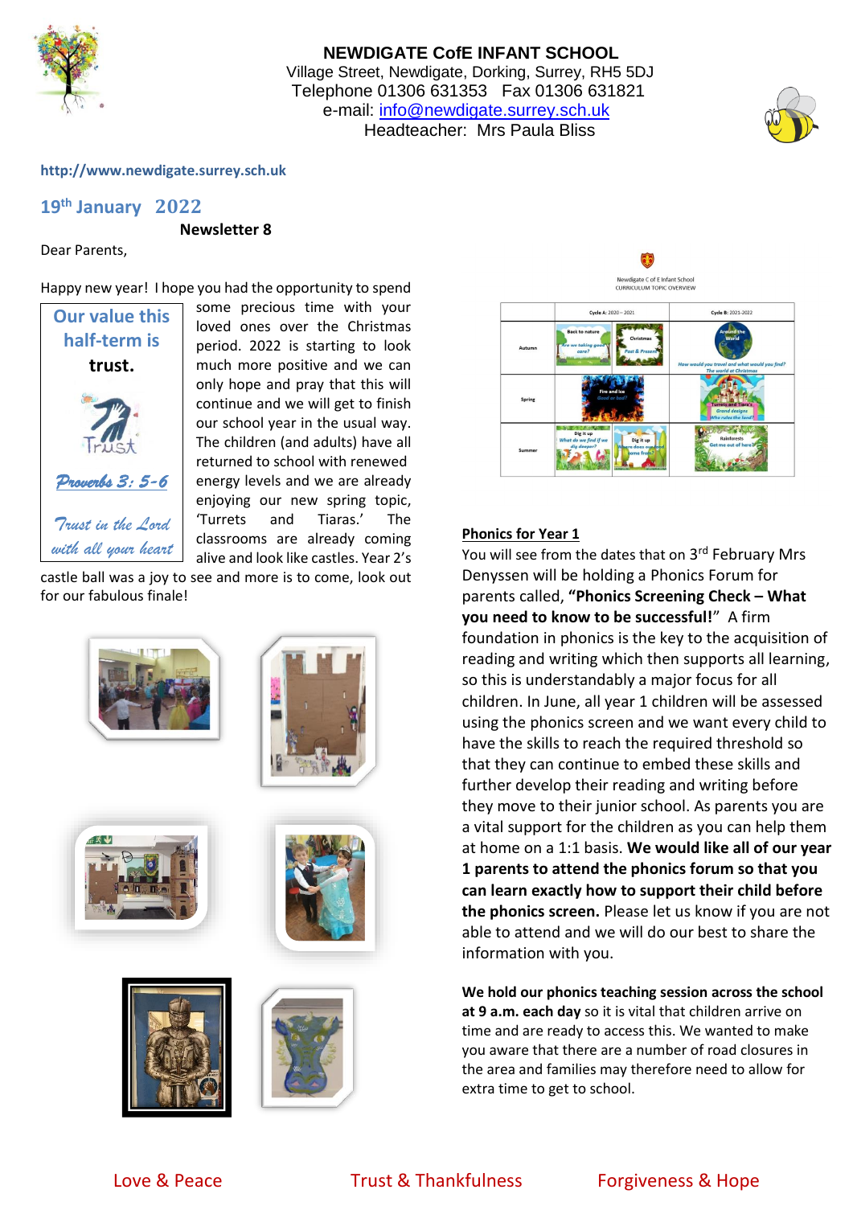# NEWDIGATE CofE INFANT SCHOOL

Village Street, Newdigate, Dorking, Surrey, RH5 5DJ
Telephone 01306 631353 Fax 01306 631821
e-mail: info@newdigate.surrey.sch.uk
Headteacher: Mrs Paula Bliss

http://www.newdigate.surrey.sch.uk

## 19th January 2022

**Newsletter 8**

Dear Parents,

> **Our value this half-term is trust.**
>
> *Proverbs 3: 5-6*
>
> *Trust in the Lord with all your heart*

Happy new year! I hope you had the opportunity to spend some precious time with your loved ones over the Christmas period. 2022 is starting to look much more positive and we can only hope and pray that this will continue and we will get to finish our school year in the usual way. The children (and adults) have all returned to school with renewed energy levels and we are already enjoying our new spring topic, 'Turrets and Tiaras.' The classrooms are already coming alive and look like castles. Year 2's castle ball was a joy to see and more is to come, look out for our fabulous finale!

Newdigate C of E Infant School
CURRICULUM TOPIC OVERVIEW

| | Cycle A: 2020 – 2021 | Cycle B: 2021-2022 |
|---|---|---|
| Autumn | Back to nature – Are we taking good care? / Christmas – Past & Present | Around the World – How would you travel and what would you find? The world at Christmas |
| Spring | Fire and Ice – Good or bad? | Turrets and Tiara's – Grand designs – Who rules the land? |
| Summer | Dig it up – What do we find if we dig deeper? / Dig it up – Where does our food come from? | Rainforests – Get me out of here! |

### Phonics for Year 1

You will see from the dates that on 3rd February Mrs Denyssen will be holding a Phonics Forum for parents called, **"Phonics Screening Check – What you need to know to be successful!"** A firm foundation in phonics is the key to the acquisition of reading and writing which then supports all learning, so this is understandably a major focus for all children. In June, all year 1 children will be assessed using the phonics screen and we want every child to have the skills to reach the required threshold so that they can continue to embed these skills and further develop their reading and writing before they move to their junior school. As parents you are a vital support for the children as you can help them at home on a 1:1 basis. **We would like all of our year 1 parents to attend the phonics forum so that you can learn exactly how to support their child before the phonics screen.** Please let us know if you are not able to attend and we will do our best to share the information with you.

**We hold our phonics teaching session across the school at 9 a.m. each day** so it is vital that children arrive on time and are ready to access this. We wanted to make you aware that there are a number of road closures in the area and families may therefore need to allow for extra time to get to school.

Love & Peace　　Trust & Thankfulness　　Forgiveness & Hope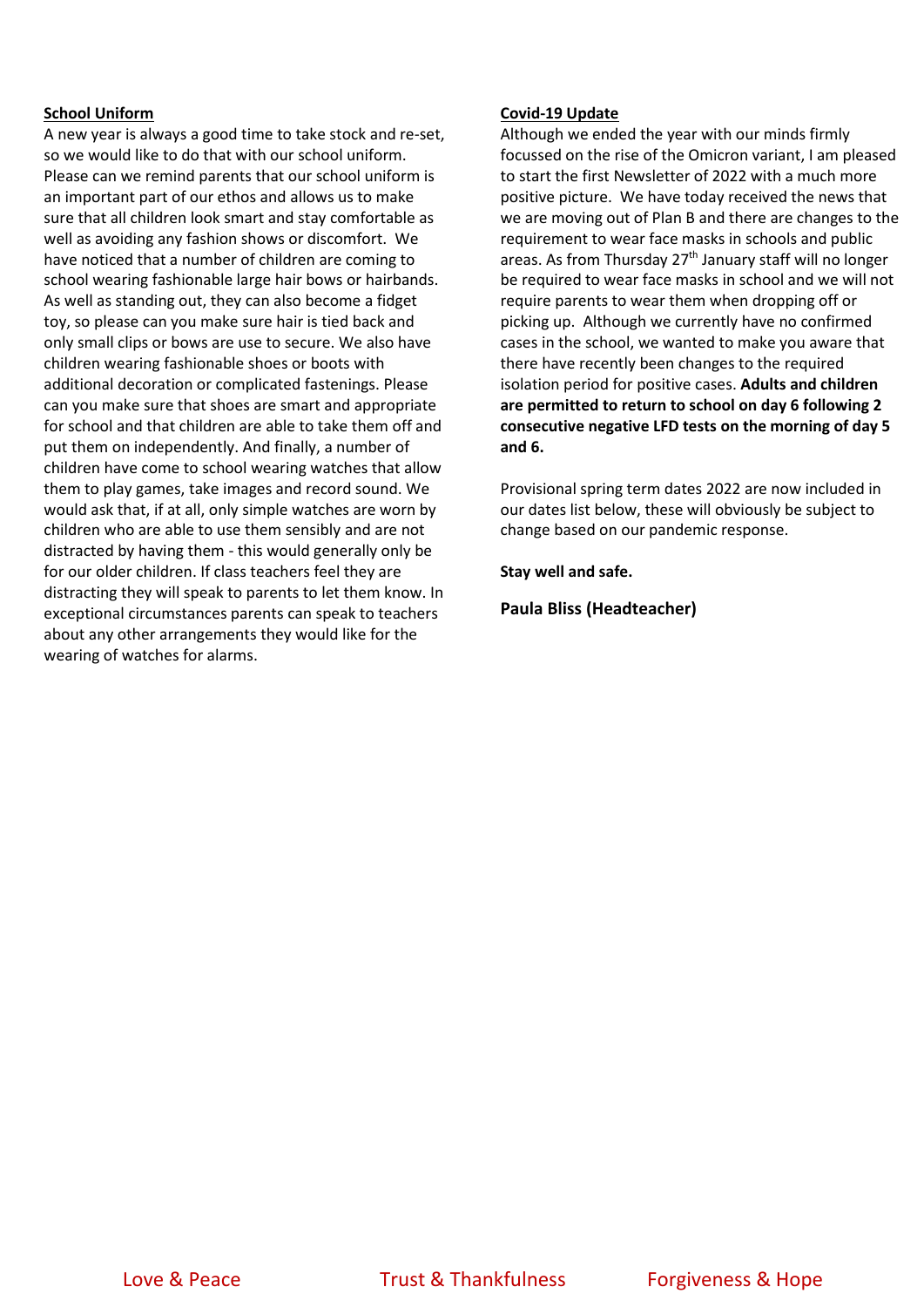**School Uniform**

A new year is always a good time to take stock and re-set, so we would like to do that with our school uniform. Please can we remind parents that our school uniform is an important part of our ethos and allows us to make sure that all children look smart and stay comfortable as well as avoiding any fashion shows or discomfort. We have noticed that a number of children are coming to school wearing fashionable large hair bows or hairbands. As well as standing out, they can also become a fidget toy, so please can you make sure hair is tied back and only small clips or bows are use to secure. We also have children wearing fashionable shoes or boots with additional decoration or complicated fastenings. Please can you make sure that shoes are smart and appropriate for school and that children are able to take them off and put them on independently. And finally, a number of children have come to school wearing watches that allow them to play games, take images and record sound. We would ask that, if at all, only simple watches are worn by children who are able to use them sensibly and are not distracted by having them - this would generally only be for our older children. If class teachers feel they are distracting they will speak to parents to let them know. In exceptional circumstances parents can speak to teachers about any other arrangements they would like for the wearing of watches for alarms.

**Covid-19 Update**

Although we ended the year with our minds firmly focussed on the rise of the Omicron variant, I am pleased to start the first Newsletter of 2022 with a much more positive picture. We have today received the news that we are moving out of Plan B and there are changes to the requirement to wear face masks in schools and public areas. As from Thursday 27th January staff will no longer be required to wear face masks in school and we will not require parents to wear them when dropping off or picking up. Although we currently have no confirmed cases in the school, we wanted to make you aware that there have recently been changes to the required isolation period for positive cases. **Adults and children are permitted to return to school on day 6 following 2 consecutive negative LFD tests on the morning of day 5 and 6.**

Provisional spring term dates 2022 are now included in our dates list below, these will obviously be subject to change based on our pandemic response.

**Stay well and safe.**

**Paula Bliss (Headteacher)**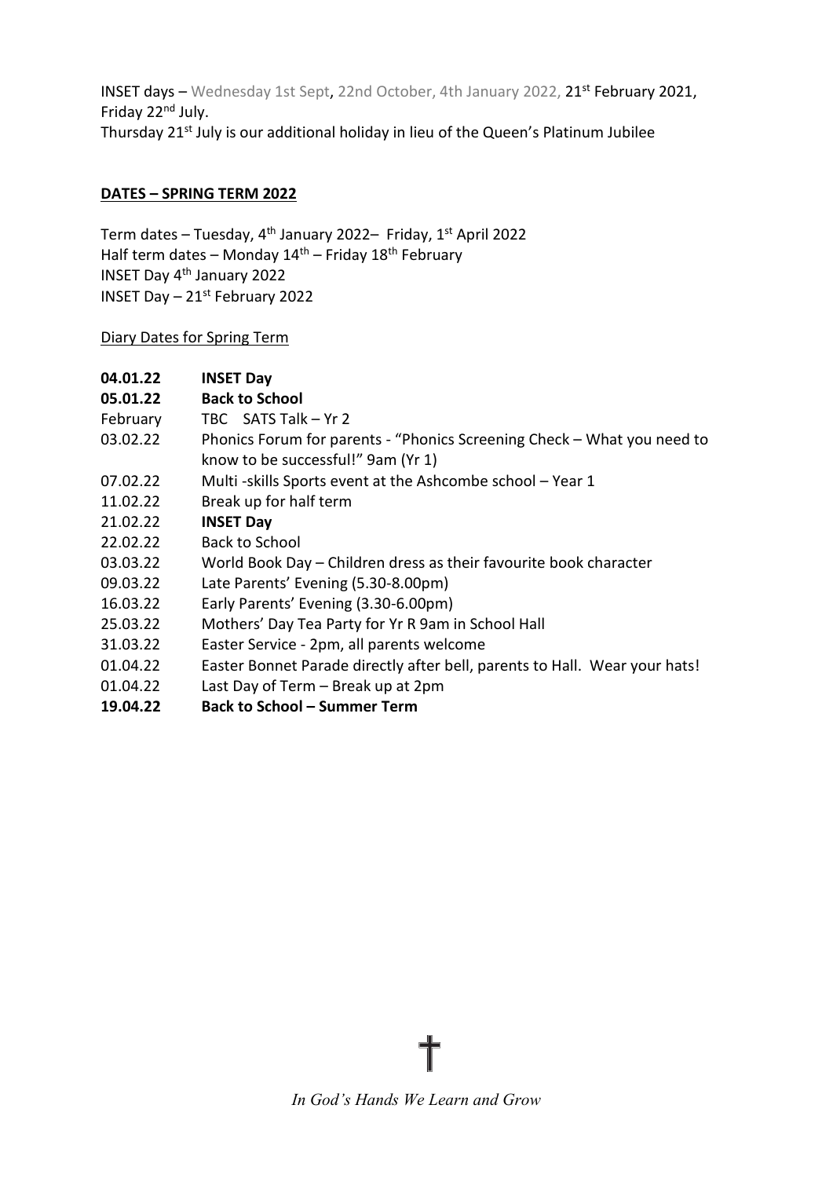INSET days – Wednesday 1st Sept, 22nd October, 4th January 2022, 21st February 2021, Friday 22nd July.
Thursday 21st July is our additional holiday in lieu of the Queen's Platinum Jubilee

**DATES – SPRING TERM 2022**

Term dates – Tuesday, 4th January 2022– Friday, 1st April 2022
Half term dates – Monday 14th – Friday 18th February
INSET Day 4th January 2022
INSET Day – 21st February 2022

Diary Dates for Spring Term

| | |
|---|---|
| **04.01.22** | **INSET Day** |
| **05.01.22** | **Back to School** |
| February | TBC SATS Talk – Yr 2 |
| 03.02.22 | Phonics Forum for parents - "Phonics Screening Check – What you need to know to be successful!" 9am (Yr 1) |
| 07.02.22 | Multi -skills Sports event at the Ashcombe school – Year 1 |
| 11.02.22 | Break up for half term |
| 21.02.22 | **INSET Day** |
| 22.02.22 | Back to School |
| 03.03.22 | World Book Day – Children dress as their favourite book character |
| 09.03.22 | Late Parents' Evening (5.30-8.00pm) |
| 16.03.22 | Early Parents' Evening (3.30-6.00pm) |
| 25.03.22 | Mothers' Day Tea Party for Yr R 9am in School Hall |
| 31.03.22 | Easter Service - 2pm, all parents welcome |
| 01.04.22 | Easter Bonnet Parade directly after bell, parents to Hall. Wear your hats! |
| 01.04.22 | Last Day of Term – Break up at 2pm |
| **19.04.22** | **Back to School – Summer Term** |

†

*In God's Hands We Learn and Grow*